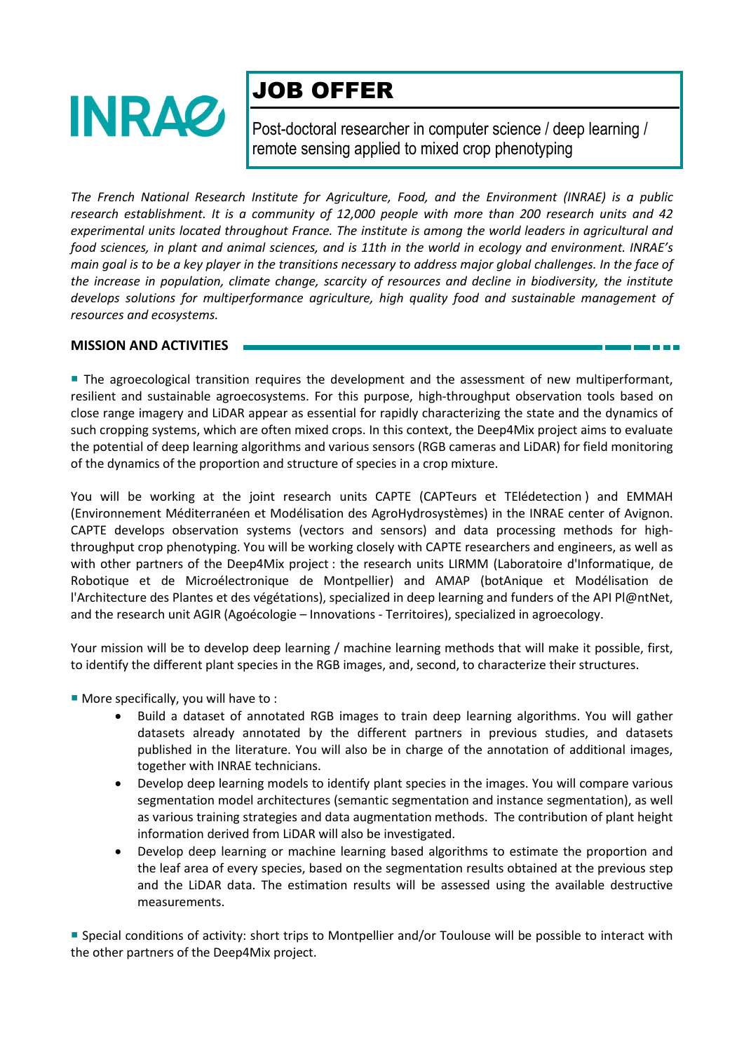INRAE

# JOB OFFER

Post-doctoral researcher in computer science / deep learning / remote sensing applied to mixed crop phenotyping

*The French National Research Institute for Agriculture, Food, and the Environment (INRAE) is a public research establishment. It is a community of 12,000 people with more than 200 research units and 42 experimental units located throughout France. The institute is among the world leaders in agricultural and food sciences, in plant and animal sciences, and is 11th in the world in ecology and environment. INRAE's main goal is to be a key player in the transitions necessary to address major global challenges. In the face of the increase in population, climate change, scarcity of resources and decline in biodiversity, the institute develops solutions for multiperformance agriculture, high quality food and sustainable management of resources and ecosystems.*

## MISSION AND ACTIVITIES

- The agroecological transition requires the development and the assessment of new multiperformant, resilient and sustainable agroecosystems. For this purpose, high-throughput observation tools based on close range imagery and LiDAR appear as essential for rapidly characterizing the state and the dynamics of such cropping systems, which are often mixed crops. In this context, the Deep4Mix project aims to evaluate the potential of deep learning algorithms and various sensors (RGB cameras and LiDAR) for field monitoring of the dynamics of the proportion and structure of species in a crop mixture.

You will be working at the joint research units CAPTE (CAPTeurs et TElédetection ) and EMMAH (Environnement Méditerranéen et Modélisation des AgroHydrosystèmes) in the INRAE center of Avignon. CAPTE develops observation systems (vectors and sensors) and data processing methods for high-throughput crop phenotyping. You will be working closely with CAPTE researchers and engineers, as well as with other partners of the Deep4Mix project : the research units LIRMM (Laboratoire d'Informatique, de Robotique et de Microélectronique de Montpellier) and AMAP (botAnique et Modélisation de l'Architecture des Plantes et des végétations), specialized in deep learning and funders of the API Pl@ntNet, and the research unit AGIR (Agoécologie – Innovations - Territoires), specialized in agroecology.

Your mission will be to develop deep learning / machine learning methods that will make it possible, first, to identify the different plant species in the RGB images, and, second, to characterize their structures.

- More specifically, you will have to :
  - Build a dataset of annotated RGB images to train deep learning algorithms. You will gather datasets already annotated by the different partners in previous studies, and datasets published in the literature. You will also be in charge of the annotation of additional images, together with INRAE technicians.
  - Develop deep learning models to identify plant species in the images. You will compare various segmentation model architectures (semantic segmentation and instance segmentation), as well as various training strategies and data augmentation methods. The contribution of plant height information derived from LiDAR will also be investigated.
  - Develop deep learning or machine learning based algorithms to estimate the proportion and the leaf area of every species, based on the segmentation results obtained at the previous step and the LiDAR data. The estimation results will be assessed using the available destructive measurements.

- Special conditions of activity: short trips to Montpellier and/or Toulouse will be possible to interact with the other partners of the Deep4Mix project.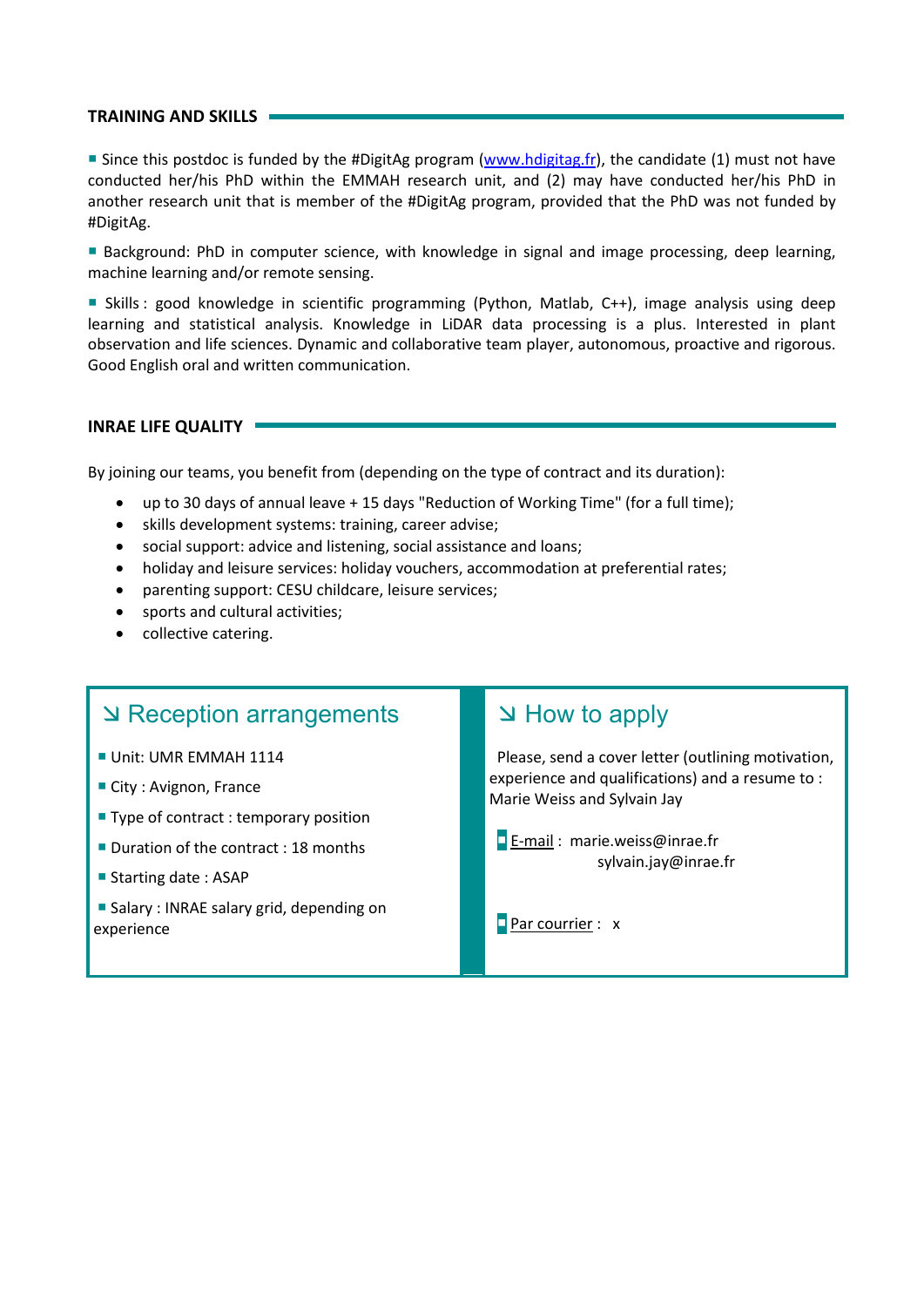## TRAINING AND SKILLS

- Since this postdoc is funded by the #DigitAg program (www.hdigitag.fr), the candidate (1) must not have conducted her/his PhD within the EMMAH research unit, and (2) may have conducted her/his PhD in another research unit that is member of the #DigitAg program, provided that the PhD was not funded by #DigitAg.
- Background: PhD in computer science, with knowledge in signal and image processing, deep learning, machine learning and/or remote sensing.
- Skills : good knowledge in scientific programming (Python, Matlab, C++), image analysis using deep learning and statistical analysis. Knowledge in LiDAR data processing is a plus. Interested in plant observation and life sciences. Dynamic and collaborative team player, autonomous, proactive and rigorous. Good English oral and written communication.

## INRAE LIFE QUALITY

By joining our teams, you benefit from (depending on the type of contract and its duration):

- up to 30 days of annual leave + 15 days "Reduction of Working Time" (for a full time);
- skills development systems: training, career advise;
- social support: advice and listening, social assistance and loans;
- holiday and leisure services: holiday vouchers, accommodation at preferential rates;
- parenting support: CESU childcare, leisure services;
- sports and cultural activities;
- collective catering.

## ↘ Reception arrangements

- Unit: UMR EMMAH 1114
- City : Avignon, France
- Type of contract : temporary position
- Duration of the contract : 18 months
- Starting date : ASAP
- Salary : INRAE salary grid, depending on experience

## ↘ How to apply

Please, send a cover letter (outlining motivation, experience and qualifications) and a resume to : Marie Weiss and Sylvain Jay

- E-mail : marie.weiss@inrae.fr
  sylvain.jay@inrae.fr

- Par courrier : x